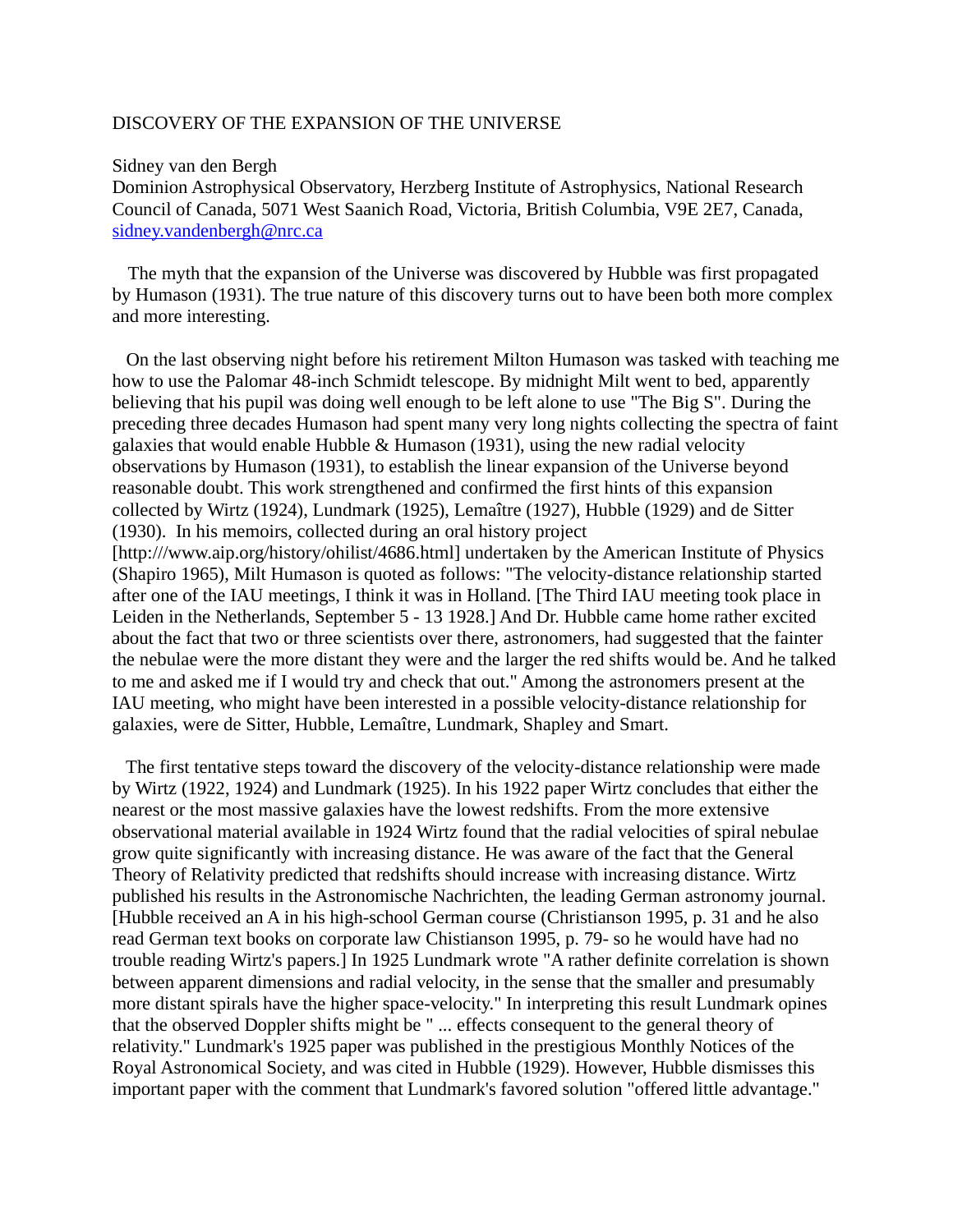# DISCOVERY OF THE EXPANSION OF THE UNIVERSE

Sidney van den Bergh
Dominion Astrophysical Observatory, Herzberg Institute of Astrophysics, National Research Council of Canada, 5071 West Saanich Road, Victoria, British Columbia, V9E 2E7, Canada, sidney.vandenbergh@nrc.ca

The myth that the expansion of the Universe was discovered by Hubble was first propagated by Humason (1931). The true nature of this discovery turns out to have been both more complex and more interesting.

On the last observing night before his retirement Milton Humason was tasked with teaching me how to use the Palomar 48-inch Schmidt telescope. By midnight Milt went to bed, apparently believing that his pupil was doing well enough to be left alone to use "The Big S". During the preceding three decades Humason had spent many very long nights collecting the spectra of faint galaxies that would enable Hubble & Humason (1931), using the new radial velocity observations by Humason (1931), to establish the linear expansion of the Universe beyond reasonable doubt. This work strengthened and confirmed the first hints of this expansion collected by Wirtz (1924), Lundmark (1925), Lemaître (1927), Hubble (1929) and de Sitter (1930). In his memoirs, collected during an oral history project [http:///www.aip.org/history/ohilist/4686.html] undertaken by the American Institute of Physics (Shapiro 1965), Milt Humason is quoted as follows: "The velocity-distance relationship started after one of the IAU meetings, I think it was in Holland. [The Third IAU meeting took place in Leiden in the Netherlands, September 5 - 13 1928.] And Dr. Hubble came home rather excited about the fact that two or three scientists over there, astronomers, had suggested that the fainter the nebulae were the more distant they were and the larger the red shifts would be. And he talked to me and asked me if I would try and check that out." Among the astronomers present at the IAU meeting, who might have been interested in a possible velocity-distance relationship for galaxies, were de Sitter, Hubble, Lemaître, Lundmark, Shapley and Smart.

The first tentative steps toward the discovery of the velocity-distance relationship were made by Wirtz (1922, 1924) and Lundmark (1925). In his 1922 paper Wirtz concludes that either the nearest or the most massive galaxies have the lowest redshifts. From the more extensive observational material available in 1924 Wirtz found that the radial velocities of spiral nebulae grow quite significantly with increasing distance. He was aware of the fact that the General Theory of Relativity predicted that redshifts should increase with increasing distance. Wirtz published his results in the Astronomische Nachrichten, the leading German astronomy journal. [Hubble received an A in his high-school German course (Christianson 1995, p. 31 and he also read German text books on corporate law Chistianson 1995, p. 79- so he would have had no trouble reading Wirtz's papers.] In 1925 Lundmark wrote "A rather definite correlation is shown between apparent dimensions and radial velocity, in the sense that the smaller and presumably more distant spirals have the higher space-velocity." In interpreting this result Lundmark opines that the observed Doppler shifts might be " ... effects consequent to the general theory of relativity." Lundmark's 1925 paper was published in the prestigious Monthly Notices of the Royal Astronomical Society, and was cited in Hubble (1929). However, Hubble dismisses this important paper with the comment that Lundmark's favored solution "offered little advantage."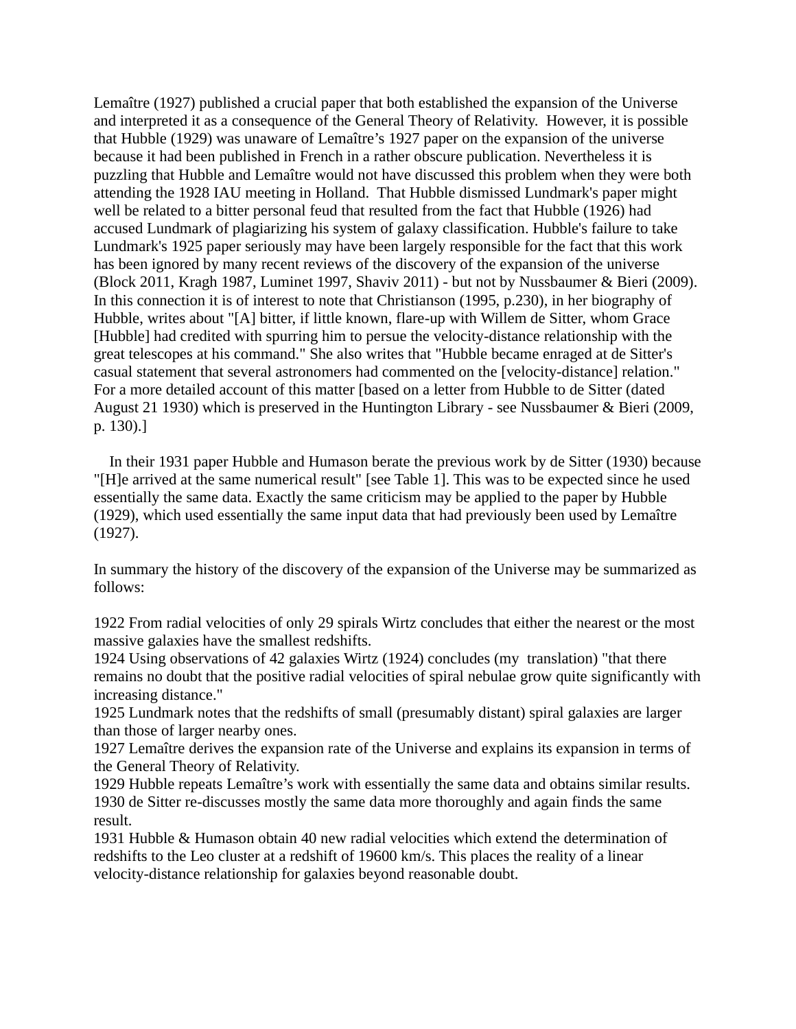Lemaître (1927) published a crucial paper that both established the expansion of the Universe and interpreted it as a consequence of the General Theory of Relativity. However, it is possible that Hubble (1929) was unaware of Lemaître's 1927 paper on the expansion of the universe because it had been published in French in a rather obscure publication. Nevertheless it is puzzling that Hubble and Lemaître would not have discussed this problem when they were both attending the 1928 IAU meeting in Holland. That Hubble dismissed Lundmark's paper might well be related to a bitter personal feud that resulted from the fact that Hubble (1926) had accused Lundmark of plagiarizing his system of galaxy classification. Hubble's failure to take Lundmark's 1925 paper seriously may have been largely responsible for the fact that this work has been ignored by many recent reviews of the discovery of the expansion of the universe (Block 2011, Kragh 1987, Luminet 1997, Shaviv 2011) - but not by Nussbaumer & Bieri (2009). In this connection it is of interest to note that Christianson (1995, p.230), in her biography of Hubble, writes about "[A] bitter, if little known, flare-up with Willem de Sitter, whom Grace [Hubble] had credited with spurring him to persue the velocity-distance relationship with the great telescopes at his command." She also writes that "Hubble became enraged at de Sitter's casual statement that several astronomers had commented on the [velocity-distance] relation." For a more detailed account of this matter [based on a letter from Hubble to de Sitter (dated August 21 1930) which is preserved in the Huntington Library - see Nussbaumer & Bieri (2009, p. 130).]

In their 1931 paper Hubble and Humason berate the previous work by de Sitter (1930) because "[H]e arrived at the same numerical result" [see Table 1]. This was to be expected since he used essentially the same data. Exactly the same criticism may be applied to the paper by Hubble (1929), which used essentially the same input data that had previously been used by Lemaître (1927).

In summary the history of the discovery of the expansion of the Universe may be summarized as follows:

1922 From radial velocities of only 29 spirals Wirtz concludes that either the nearest or the most massive galaxies have the smallest redshifts.
1924 Using observations of 42 galaxies Wirtz (1924) concludes (my translation) "that there remains no doubt that the positive radial velocities of spiral nebulae grow quite significantly with increasing distance."
1925 Lundmark notes that the redshifts of small (presumably distant) spiral galaxies are larger than those of larger nearby ones.
1927 Lemaître derives the expansion rate of the Universe and explains its expansion in terms of the General Theory of Relativity.
1929 Hubble repeats Lemaître's work with essentially the same data and obtains similar results.
1930 de Sitter re-discusses mostly the same data more thoroughly and again finds the same result.
1931 Hubble & Humason obtain 40 new radial velocities which extend the determination of redshifts to the Leo cluster at a redshift of 19600 km/s. This places the reality of a linear velocity-distance relationship for galaxies beyond reasonable doubt.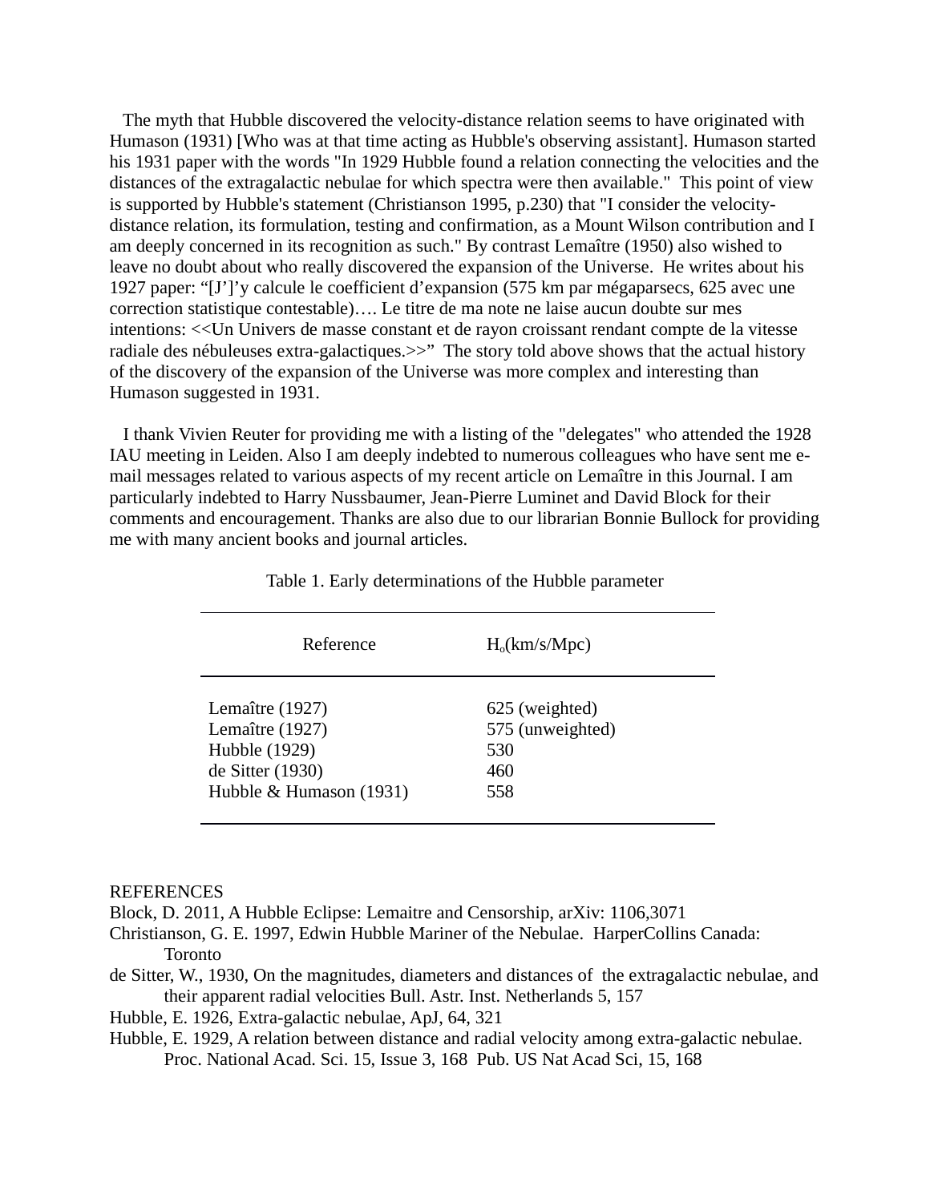The myth that Hubble discovered the velocity-distance relation seems to have originated with Humason (1931) [Who was at that time acting as Hubble's observing assistant]. Humason started his 1931 paper with the words "In 1929 Hubble found a relation connecting the velocities and the distances of the extragalactic nebulae for which spectra were then available." This point of view is supported by Hubble's statement (Christianson 1995, p.230) that "I consider the velocity-distance relation, its formulation, testing and confirmation, as a Mount Wilson contribution and I am deeply concerned in its recognition as such." By contrast Lemaître (1950) also wished to leave no doubt about who really discovered the expansion of the Universe. He writes about his 1927 paper: "[J']'y calcule le coefficient d'expansion (575 km par mégaparsecs, 625 avec une correction statistique contestable)…. Le titre de ma note ne laise aucun doubte sur mes intentions: <<Un Univers de masse constant et de rayon croissant rendant compte de la vitesse radiale des nébuleuses extra-galactiques.>>" The story told above shows that the actual history of the discovery of the expansion of the Universe was more complex and interesting than Humason suggested in 1931.

I thank Vivien Reuter for providing me with a listing of the "delegates" who attended the 1928 IAU meeting in Leiden. Also I am deeply indebted to numerous colleagues who have sent me e-mail messages related to various aspects of my recent article on Lemaître in this Journal. I am particularly indebted to Harry Nussbaumer, Jean-Pierre Luminet and David Block for their comments and encouragement. Thanks are also due to our librarian Bonnie Bullock for providing me with many ancient books and journal articles.

Table 1. Early determinations of the Hubble parameter

| Reference | $H_o$(km/s/Mpc) |
|---|---|
| Lemaître (1927) | 625 (weighted) |
| Lemaître (1927) | 575 (unweighted) |
| Hubble (1929) | 530 |
| de Sitter (1930) | 460 |
| Hubble & Humason (1931) | 558 |

REFERENCES

Block, D. 2011, A Hubble Eclipse: Lemaitre and Censorship, arXiv: 1106,3071

Christianson, G. E. 1997, Edwin Hubble Mariner of the Nebulae. HarperCollins Canada: Toronto

de Sitter, W., 1930, On the magnitudes, diameters and distances of the extragalactic nebulae, and their apparent radial velocities Bull. Astr. Inst. Netherlands 5, 157

Hubble, E. 1926, Extra-galactic nebulae, ApJ, 64, 321

Hubble, E. 1929, A relation between distance and radial velocity among extra-galactic nebulae. Proc. National Acad. Sci. 15, Issue 3, 168 Pub. US Nat Acad Sci, 15, 168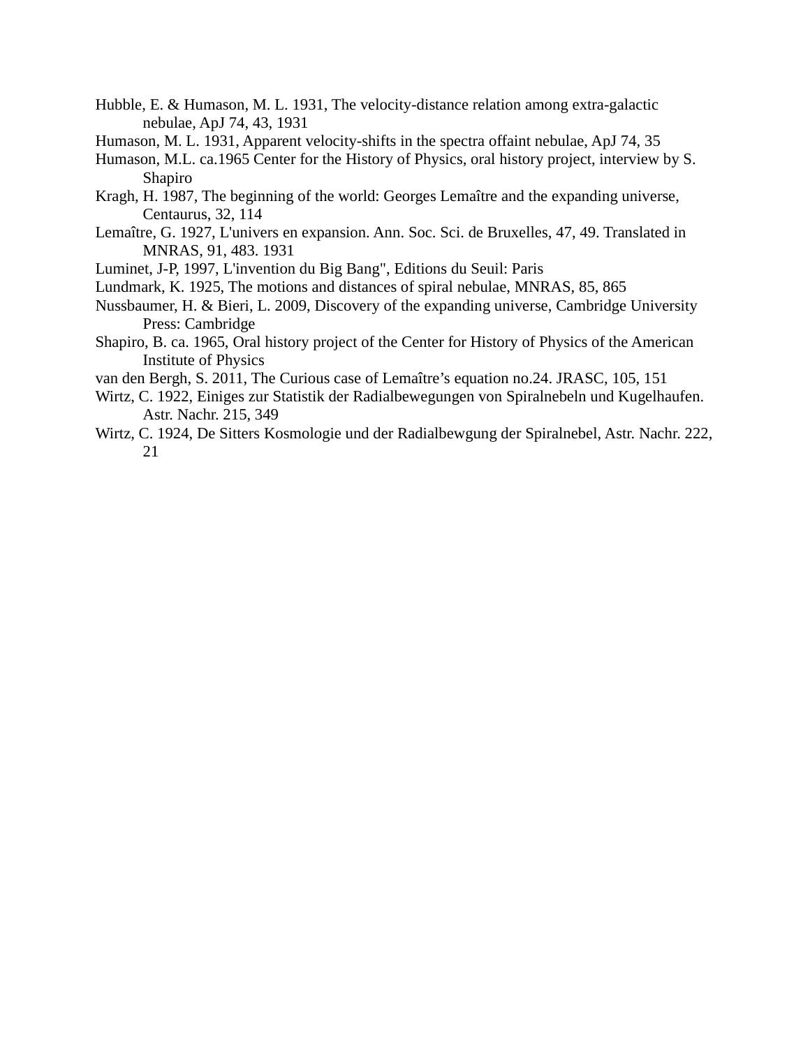Hubble, E. & Humason, M. L. 1931, The velocity-distance relation among extra-galactic nebulae, ApJ 74, 43, 1931

Humason, M. L. 1931, Apparent velocity-shifts in the spectra offaint nebulae, ApJ 74, 35

Humason, M.L. ca.1965 Center for the History of Physics, oral history project, interview by S. Shapiro

Kragh, H. 1987, The beginning of the world: Georges Lemaître and the expanding universe, Centaurus, 32, 114

Lemaître, G. 1927, L'univers en expansion. Ann. Soc. Sci. de Bruxelles, 47, 49. Translated in MNRAS, 91, 483. 1931

Luminet, J-P, 1997, L'invention du Big Bang", Editions du Seuil: Paris

Lundmark, K. 1925, The motions and distances of spiral nebulae, MNRAS, 85, 865

Nussbaumer, H. & Bieri, L. 2009, Discovery of the expanding universe, Cambridge University Press: Cambridge

Shapiro, B. ca. 1965, Oral history project of the Center for History of Physics of the American Institute of Physics

van den Bergh, S. 2011, The Curious case of Lemaître's equation no.24. JRASC, 105, 151

Wirtz, C. 1922, Einiges zur Statistik der Radialbewegungen von Spiralnebeln und Kugelhaufen. Astr. Nachr. 215, 349

Wirtz, C. 1924, De Sitters Kosmologie und der Radialbewgung der Spiralnebel, Astr. Nachr. 222, 21